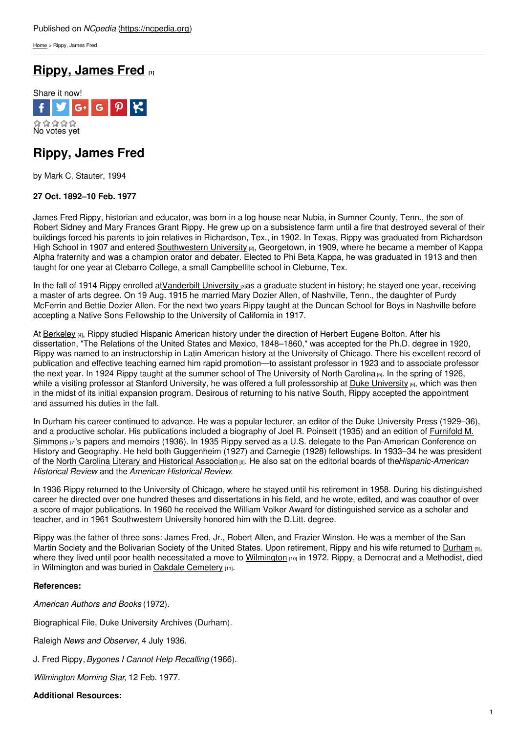Published on *NCpedia* (https://ncpedia.org)

Home > Rippy, James Fred

# Rippy, James Fred [1]

Share it now!

No votes yet

## Rippy, James Fred

by Mark C. Stauter, 1994

**27 Oct. 1892–10 Feb. 1977**

James Fred Rippy, historian and educator, was born in a log house near Nubia, in Sumner County, Tenn., the son of Robert Sidney and Mary Frances Grant Rippy. He grew up on a subsistence farm until a fire that destroyed several of their buildings forced his parents to join relatives in Richardson, Tex., in 1902. In Texas, Rippy was graduated from Richardson High School in 1907 and entered Southwestern University [2], Georgetown, in 1909, where he became a member of Kappa Alpha fraternity and was a champion orator and debater. Elected to Phi Beta Kappa, he was graduated in 1913 and then taught for one year at Clebarro College, a small Campbellite school in Cleburne, Tex.

In the fall of 1914 Rippy enrolled at Vanderbilt University [3] as a graduate student in history; he stayed one year, receiving a master of arts degree. On 19 Aug. 1915 he married Mary Dozier Allen, of Nashville, Tenn., the daughter of Purdy McFerrin and Bettie Dozier Allen. For the next two years Rippy taught at the Duncan School for Boys in Nashville before accepting a Native Sons Fellowship to the University of California in 1917.

At Berkeley [4], Rippy studied Hispanic American history under the direction of Herbert Eugene Bolton. After his dissertation, "The Relations of the United States and Mexico, 1848–1860," was accepted for the Ph.D. degree in 1920, Rippy was named to an instructorship in Latin American history at the University of Chicago. There his excellent record of publication and effective teaching earned him rapid promotion—to assistant professor in 1923 and to associate professor the next year. In 1924 Rippy taught at the summer school of The University of North Carolina [5]. In the spring of 1926, while a visiting professor at Stanford University, he was offered a full professorship at Duke University [6], which was then in the midst of its initial expansion program. Desirous of returning to his native South, Rippy accepted the appointment and assumed his duties in the fall.

In Durham his career continued to advance. He was a popular lecturer, an editor of the Duke University Press (1929–36), and a productive scholar. His publications included a biography of Joel R. Poinsett (1935) and an edition of Furnifold M. Simmons [7]'s papers and memoirs (1936). In 1935 Rippy served as a U.S. delegate to the Pan-American Conference on History and Geography. He held both Guggenheim (1927) and Carnegie (1928) fellowships. In 1933–34 he was president of the North Carolina Literary and Historical Association [8]. He also sat on the editorial boards of the *Hispanic-American Historical Review* and the *American Historical Review*.

In 1936 Rippy returned to the University of Chicago, where he stayed until his retirement in 1958. During his distinguished career he directed over one hundred theses and dissertations in his field, and he wrote, edited, and was coauthor of over a score of major publications. In 1960 he received the William Volker Award for distinguished service as a scholar and teacher, and in 1961 Southwestern University honored him with the D.Litt. degree.

Rippy was the father of three sons: James Fred, Jr., Robert Allen, and Frazier Winston. He was a member of the San Martin Society and the Bolivarian Society of the United States. Upon retirement, Rippy and his wife returned to Durham [9], where they lived until poor health necessitated a move to Wilmington [10] in 1972. Rippy, a Democrat and a Methodist, died in Wilmington and was buried in Oakdale Cemetery [11].

**References:**

*American Authors and Books* (1972).

Biographical File, Duke University Archives (Durham).

Raleigh *News and Observer*, 4 July 1936.

J. Fred Rippy, *Bygones I Cannot Help Recalling* (1966).

*Wilmington Morning Star*, 12 Feb. 1977.

**Additional Resources:**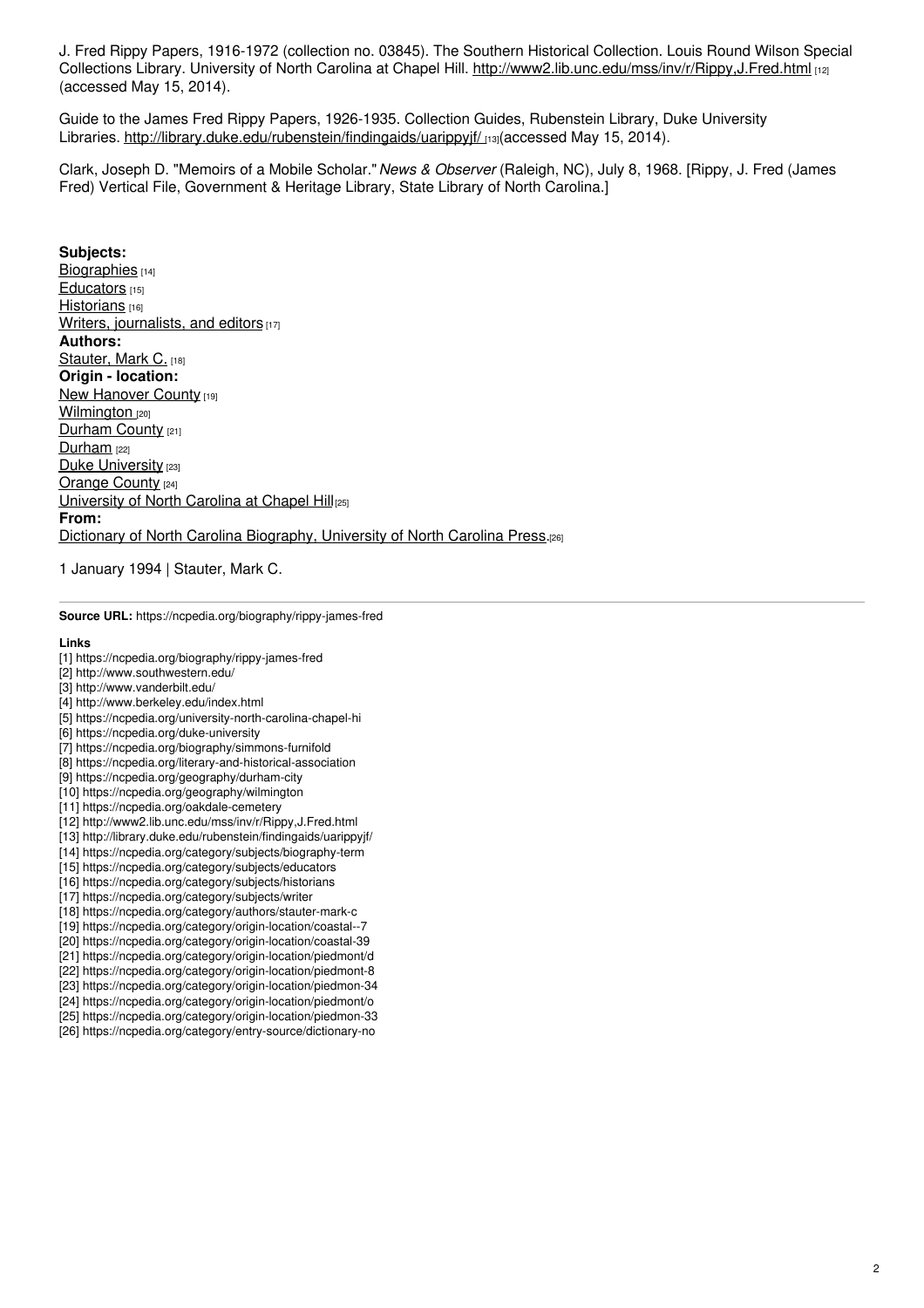J. Fred Rippy Papers, 1916-1972 (collection no. 03845). The Southern Historical Collection. Louis Round Wilson Special Collections Library. University of North Carolina at Chapel Hill. http://www2.lib.unc.edu/mss/inv/r/Rippy,J.Fred.html [12] (accessed May 15, 2014).

Guide to the James Fred Rippy Papers, 1926-1935. Collection Guides, Rubenstein Library, Duke University Libraries. http://library.duke.edu/rubenstein/findingaids/uarippyjf/ [13](accessed May 15, 2014).

Clark, Joseph D. "Memoirs of a Mobile Scholar." *News & Observer* (Raleigh, NC), July 8, 1968. [Rippy, J. Fred (James Fred) Vertical File, Government & Heritage Library, State Library of North Carolina.]

**Subjects:**
Biographies [14]
Educators [15]
Historians [16]
Writers, journalists, and editors [17]
**Authors:**
Stauter, Mark C. [18]
**Origin - location:**
New Hanover County [19]
Wilmington [20]
Durham County [21]
Durham [22]
Duke University [23]
Orange County [24]
University of North Carolina at Chapel Hill[25]
**From:**
Dictionary of North Carolina Biography, University of North Carolina Press.[26]

1 January 1994 | Stauter, Mark C.

**Source URL:** https://ncpedia.org/biography/rippy-james-fred

**Links**
[1] https://ncpedia.org/biography/rippy-james-fred
[2] http://www.southwestern.edu/
[3] http://www.vanderbilt.edu/
[4] http://www.berkeley.edu/index.html
[5] https://ncpedia.org/university-north-carolina-chapel-hi
[6] https://ncpedia.org/duke-university
[7] https://ncpedia.org/biography/simmons-furnifold
[8] https://ncpedia.org/literary-and-historical-association
[9] https://ncpedia.org/geography/durham-city
[10] https://ncpedia.org/geography/wilmington
[11] https://ncpedia.org/oakdale-cemetery
[12] http://www2.lib.unc.edu/mss/inv/r/Rippy,J.Fred.html
[13] http://library.duke.edu/rubenstein/findingaids/uarippyjf/
[14] https://ncpedia.org/category/subjects/biography-term
[15] https://ncpedia.org/category/subjects/educators
[16] https://ncpedia.org/category/subjects/historians
[17] https://ncpedia.org/category/subjects/writer
[18] https://ncpedia.org/category/authors/stauter-mark-c
[19] https://ncpedia.org/category/origin-location/coastal--7
[20] https://ncpedia.org/category/origin-location/coastal-39
[21] https://ncpedia.org/category/origin-location/piedmont/d
[22] https://ncpedia.org/category/origin-location/piedmont-8
[23] https://ncpedia.org/category/origin-location/piedmon-34
[24] https://ncpedia.org/category/origin-location/piedmont/o
[25] https://ncpedia.org/category/origin-location/piedmon-33
[26] https://ncpedia.org/category/entry-source/dictionary-no